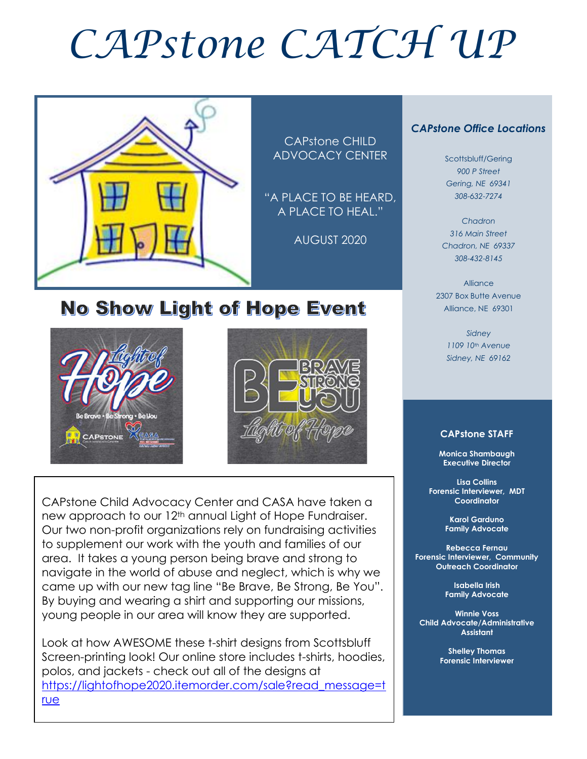# CAPstone CATCH UP

CAPstone CHILD ADVOCACY CENTER

"A PLACE TO BE HEARD, A PLACE TO HEAL."

AUGUST 2020

## No Show Light of Hope Event

CAPstone Child Advocacy Center and CASA have taken a new approach to our 12th annual Light of Hope Fundraiser. Our two non-profit organizations rely on fundraising activities to supplement our work with the youth and families of our area. It takes a young person being brave and strong to navigate in the world of abuse and neglect, which is why we came up with our new tag line "Be Brave, Be Strong, Be You". By buying and wearing a shirt and supporting our missions, young people in our area will know they are supported.

Look at how AWESOME these t-shirt designs from Scottsbluff Screen-printing look! Our online store includes t-shirts, hoodies, polos, and jackets - check out all of the designs at [https://lightofhope2020.itemorder.com/sale?read_message=true](https://lightofhope2020.itemorder.com/sale?read_message=true)

### *CAPstone Office Locations*

Scottsbluff/Gering
*900 P Street*
*Gering, NE 69341*
*308-632-7274*

*Chadron*
*316 Main Street*
*Chadron, NE 69337*
*308-432-8145*

Alliance
2307 Box Butte Avenue
Alliance, NE 69301

*Sidney*
*1109 10th Avenue*
*Sidney, NE 69162*

### CAPstone STAFF

**Monica Shambaugh**
**Executive Director**

**Lisa Collins**
**Forensic Interviewer, MDT Coordinator**

**Karol Garduno**
**Family Advocate**

**Rebecca Fernau**
**Forensic Interviewer, Community Outreach Coordinator**

**Isabella Irish**
**Family Advocate**

**Winnie Voss**
**Child Advocate/Administrative Assistant**

**Shelley Thomas**
**Forensic Interviewer**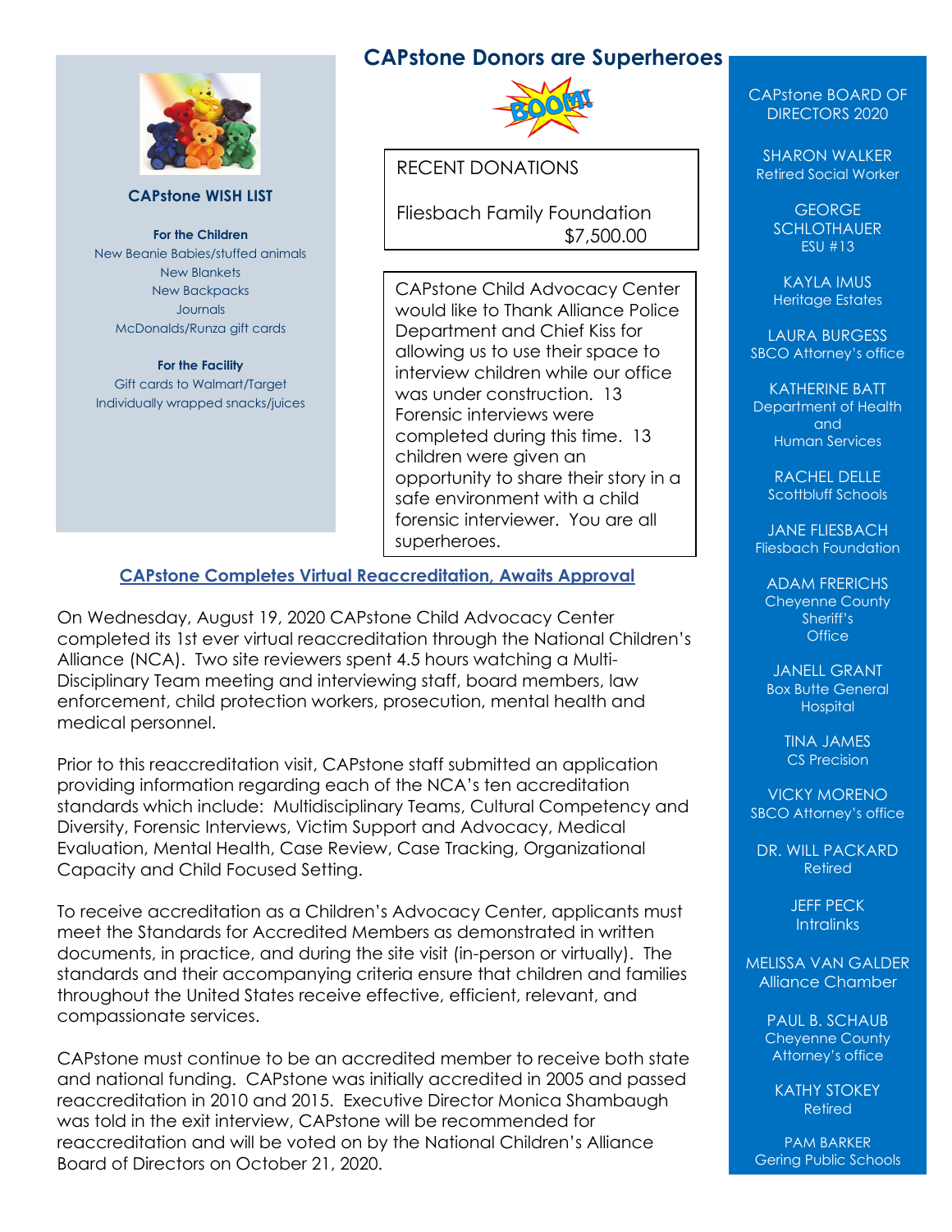## CAPstone WISH LIST

**For the Children**

New Beanie Babies/stuffed animals
New Blankets
New Backpacks
Journals
McDonalds/Runza gift cards

**For the Facility**

Gift cards to Walmart/Target
Individually wrapped snacks/juices

## CAPstone Donors are Superheroes

RECENT DONATIONS

Fliesbach Family Foundation $7,500.00

CAPstone Child Advocacy Center would like to Thank Alliance Police Department and Chief Kiss for allowing us to use their space to interview children while our office was under construction. 13 Forensic interviews were completed during this time. 13 children were given an opportunity to share their story in a safe environment with a child forensic interviewer. You are all superheroes.

## CAPstone Completes Virtual Reaccreditation, Awaits Approval

On Wednesday, August 19, 2020 CAPstone Child Advocacy Center completed its 1st ever virtual reaccreditation through the National Children's Alliance (NCA). Two site reviewers spent 4.5 hours watching a Multi-Disciplinary Team meeting and interviewing staff, board members, law enforcement, child protection workers, prosecution, mental health and medical personnel.

Prior to this reaccreditation visit, CAPstone staff submitted an application providing information regarding each of the NCA's ten accreditation standards which include: Multidisciplinary Teams, Cultural Competency and Diversity, Forensic Interviews, Victim Support and Advocacy, Medical Evaluation, Mental Health, Case Review, Case Tracking, Organizational Capacity and Child Focused Setting.

To receive accreditation as a Children's Advocacy Center, applicants must meet the Standards for Accredited Members as demonstrated in written documents, in practice, and during the site visit (in-person or virtually). The standards and their accompanying criteria ensure that children and families throughout the United States receive effective, efficient, relevant, and compassionate services.

CAPstone must continue to be an accredited member to receive both state and national funding. CAPstone was initially accredited in 2005 and passed reaccreditation in 2010 and 2015. Executive Director Monica Shambaugh was told in the exit interview, CAPstone will be recommended for reaccreditation and will be voted on by the National Children's Alliance Board of Directors on October 21, 2020.

## CAPstone BOARD OF DIRECTORS 2020

SHARON WALKER
Retired Social Worker

GEORGE SCHLOTHAUER
ESU #13

KAYLA IMUS
Heritage Estates

LAURA BURGESS
SBCO Attorney's office

KATHERINE BATT
Department of Health and Human Services

RACHEL DELLE
Scottbluff Schools

JANE FLIESBACH
Fliesbach Foundation

ADAM FRERICHS
Cheyenne County Sheriff's Office

JANELL GRANT
Box Butte General Hospital

TINA JAMES
CS Precision

VICKY MORENO
SBCO Attorney's office

DR. WILL PACKARD
Retired

JEFF PECK
Intralinks

MELISSA VAN GALDER
Alliance Chamber

PAUL B. SCHAUB
Cheyenne County Attorney's office

KATHY STOKEY
Retired

PAM BARKER
Gering Public Schools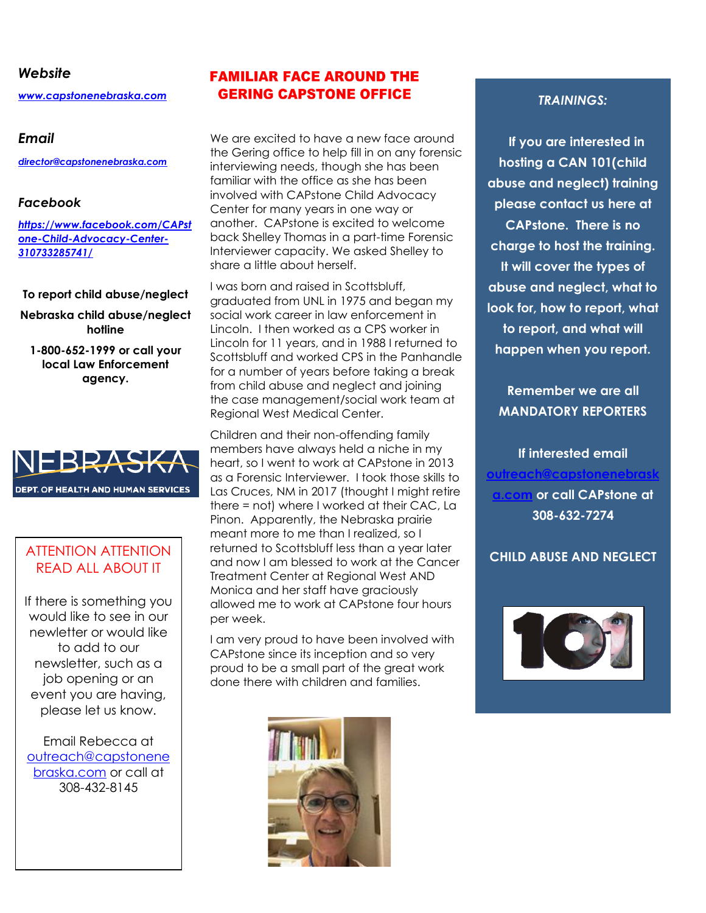***Website***

[***www.capstonenebraska.com***](http://www.capstonenebraska.com)

***Email***

[***director@capstonenebraska.com***](mailto:director@capstonenebraska.com)

***Facebook***

[***https://www.facebook.com/CAPstone-Child-Advocacy-Center-310733285741/***](https://www.facebook.com/CAPstone-Child-Advocacy-Center-310733285741/)

**To report child abuse/neglect**

**Nebraska child abuse/neglect hotline**

**1-800-652-1999 or call your local Law Enforcement agency.**

NEBRASKA
DEPT. OF HEALTH AND HUMAN SERVICES

ATTENTION ATTENTION
READ ALL ABOUT IT

If there is something you would like to see in our newletter or would like to add to our newsletter, such as a job opening or an event you are having, please let us know.

Email Rebecca at [outreach@capstonebraska.com](mailto:outreach@capstonebraska.com) or call at 308-432-8145

## FAMILIAR FACE AROUND THE GERING CAPSTONE OFFICE

We are excited to have a new face around the Gering office to help fill in on any forensic interviewing needs, though she has been familiar with the office as she has been involved with CAPstone Child Advocacy Center for many years in one way or another. CAPstone is excited to welcome back Shelley Thomas in a part-time Forensic Interviewer capacity. We asked Shelley to share a little about herself.

I was born and raised in Scottsbluff, graduated from UNL in 1975 and began my social work career in law enforcement in Lincoln. I then worked as a CPS worker in Lincoln for 11 years, and in 1988 I returned to Scottsbluff and worked CPS in the Panhandle for a number of years before taking a break from child abuse and neglect and joining the case management/social work team at Regional West Medical Center.

Children and their non-offending family members have always held a niche in my heart, so I went to work at CAPstone in 2013 as a Forensic Interviewer. I took those skills to Las Cruces, NM in 2017 (thought I might retire there = not) where I worked at their CAC, La Pinon. Apparently, the Nebraska prairie meant more to me than I realized, so I returned to Scottsbluff less than a year later and now I am blessed to work at the Cancer Treatment Center at Regional West AND Monica and her staff have graciously allowed me to work at CAPstone four hours per week.

I am very proud to have been involved with CAPstone since its inception and so very proud to be a small part of the great work done there with children and families.

***TRAININGS:***

**If you are interested in hosting a CAN 101(child abuse and neglect) training please contact us here at CAPstone. There is no charge to host the training. It will cover the types of abuse and neglect, what to look for, how to report, what to report, and what will happen when you report.**

**Remember we are all MANDATORY REPORTERS**

**If interested email [outreach@capstonenebraska.com](mailto:outreach@capstonenebraska.com) or call CAPstone at 308-632-7274**

**CHILD ABUSE AND NEGLECT**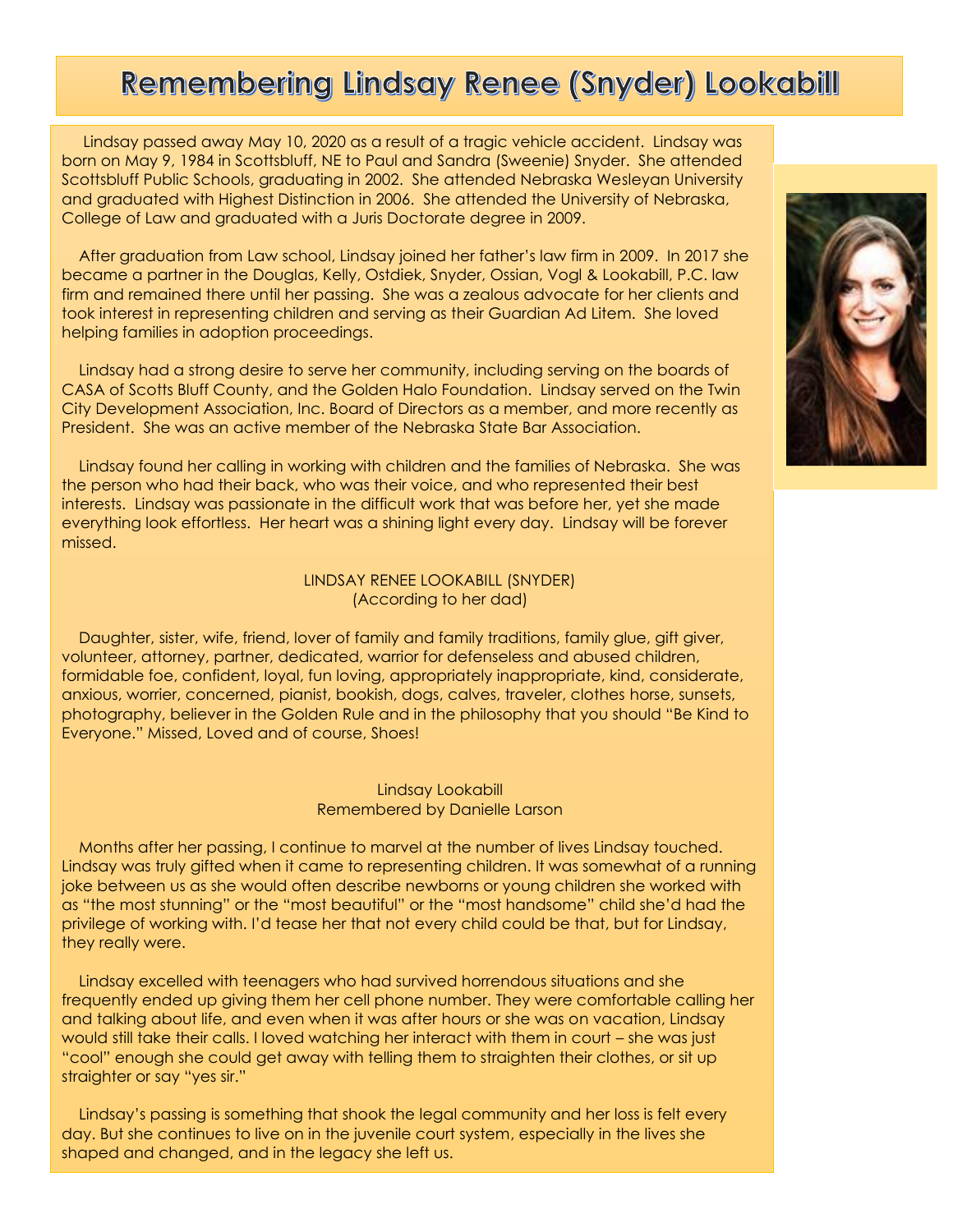# Remembering Lindsay Renee (Snyder) Lookabill

Lindsay passed away May 10, 2020 as a result of a tragic vehicle accident. Lindsay was born on May 9, 1984 in Scottsbluff, NE to Paul and Sandra (Sweenie) Snyder. She attended Scottsbluff Public Schools, graduating in 2002. She attended Nebraska Wesleyan University and graduated with Highest Distinction in 2006. She attended the University of Nebraska, College of Law and graduated with a Juris Doctorate degree in 2009.

After graduation from Law school, Lindsay joined her father's law firm in 2009. In 2017 she became a partner in the Douglas, Kelly, Ostdiek, Snyder, Ossian, Vogl & Lookabill, P.C. law firm and remained there until her passing. She was a zealous advocate for her clients and took interest in representing children and serving as their Guardian Ad Litem. She loved helping families in adoption proceedings.

Lindsay had a strong desire to serve her community, including serving on the boards of CASA of Scotts Bluff County, and the Golden Halo Foundation. Lindsay served on the Twin City Development Association, Inc. Board of Directors as a member, and more recently as President. She was an active member of the Nebraska State Bar Association.

Lindsay found her calling in working with children and the families of Nebraska. She was the person who had their back, who was their voice, and who represented their best interests. Lindsay was passionate in the difficult work that was before her, yet she made everything look effortless. Her heart was a shining light every day. Lindsay will be forever missed.

LINDSAY RENEE LOOKABILL (SNYDER)
(According to her dad)

Daughter, sister, wife, friend, lover of family and family traditions, family glue, gift giver, volunteer, attorney, partner, dedicated, warrior for defenseless and abused children, formidable foe, confident, loyal, fun loving, appropriately inappropriate, kind, considerate, anxious, worrier, concerned, pianist, bookish, dogs, calves, traveler, clothes horse, sunsets, photography, believer in the Golden Rule and in the philosophy that you should "Be Kind to Everyone." Missed, Loved and of course, Shoes!

Lindsay Lookabill
Remembered by Danielle Larson

Months after her passing, I continue to marvel at the number of lives Lindsay touched. Lindsay was truly gifted when it came to representing children. It was somewhat of a running joke between us as she would often describe newborns or young children she worked with as "the most stunning" or the "most beautiful" or the "most handsome" child she'd had the privilege of working with. I'd tease her that not every child could be that, but for Lindsay, they really were.

Lindsay excelled with teenagers who had survived horrendous situations and she frequently ended up giving them her cell phone number. They were comfortable calling her and talking about life, and even when it was after hours or she was on vacation, Lindsay would still take their calls. I loved watching her interact with them in court – she was just "cool" enough she could get away with telling them to straighten their clothes, or sit up straighter or say "yes sir."

Lindsay's passing is something that shook the legal community and her loss is felt every day. But she continues to live on in the juvenile court system, especially in the lives she shaped and changed, and in the legacy she left us.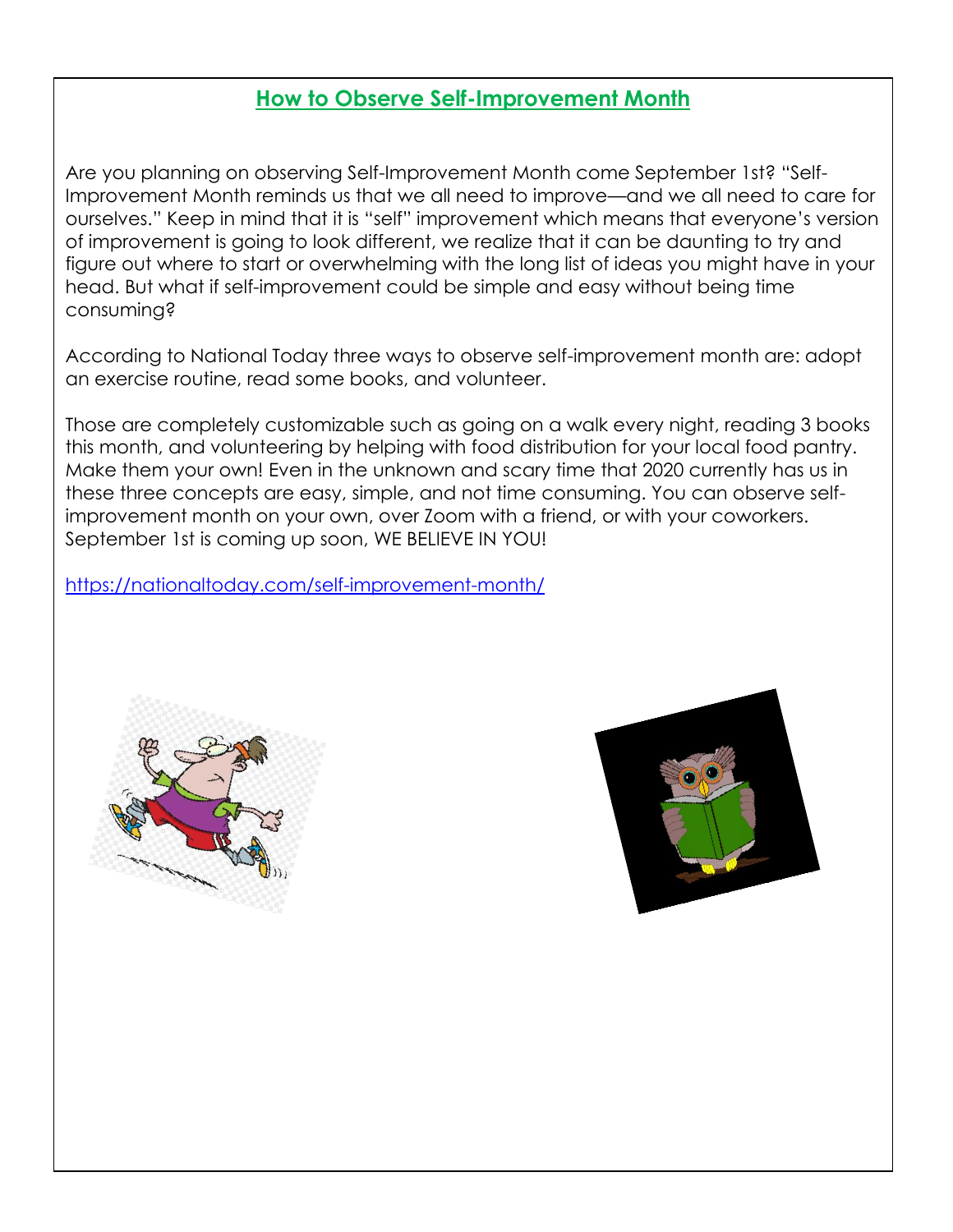## How to Observe Self-Improvement Month

Are you planning on observing Self-Improvement Month come September 1st? "Self-Improvement Month reminds us that we all need to improve—and we all need to care for ourselves." Keep in mind that it is "self" improvement which means that everyone's version of improvement is going to look different, we realize that it can be daunting to try and figure out where to start or overwhelming with the long list of ideas you might have in your head. But what if self-improvement could be simple and easy without being time consuming?

According to National Today three ways to observe self-improvement month are: adopt an exercise routine, read some books, and volunteer.

Those are completely customizable such as going on a walk every night, reading 3 books this month, and volunteering by helping with food distribution for your local food pantry. Make them your own! Even in the unknown and scary time that 2020 currently has us in these three concepts are easy, simple, and not time consuming. You can observe self-improvement month on your own, over Zoom with a friend, or with your coworkers. September 1st is coming up soon, WE BELIEVE IN YOU!

https://nationaltoday.com/self-improvement-month/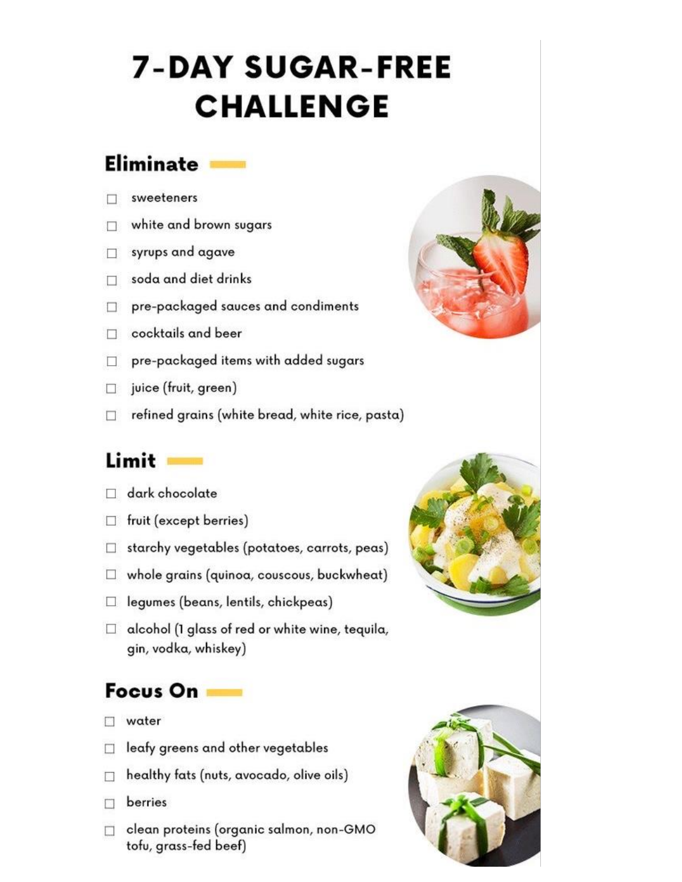# 7-DAY SUGAR-FREE CHALLENGE

## Eliminate

- ☐ sweeteners
- ☐ white and brown sugars
- ☐ syrups and agave
- ☐ soda and diet drinks
- ☐ pre-packaged sauces and condiments
- ☐ cocktails and beer
- ☐ pre-packaged items with added sugars
- ☐ juice (fruit, green)
- ☐ refined grains (white bread, white rice, pasta)

## Limit

- ☐ dark chocolate
- ☐ fruit (except berries)
- ☐ starchy vegetables (potatoes, carrots, peas)
- ☐ whole grains (quinoa, couscous, buckwheat)
- ☐ legumes (beans, lentils, chickpeas)
- ☐ alcohol (1 glass of red or white wine, tequila, gin, vodka, whiskey)

## Focus On

- ☐ water
- ☐ leafy greens and other vegetables
- ☐ healthy fats (nuts, avocado, olive oils)
- ☐ berries
- ☐ clean proteins (organic salmon, non-GMO tofu, grass-fed beef)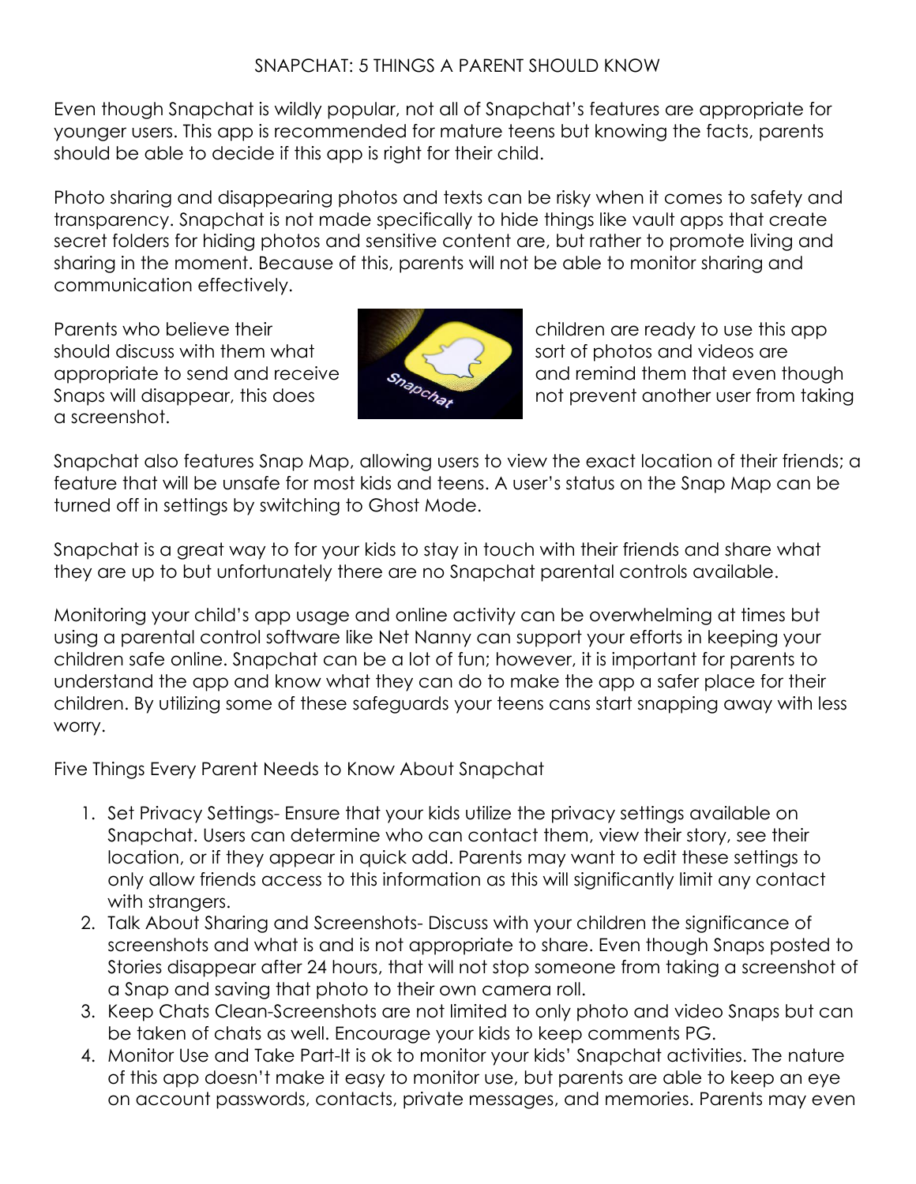# SNAPCHAT: 5 THINGS A PARENT SHOULD KNOW

Even though Snapchat is wildly popular, not all of Snapchat's features are appropriate for younger users. This app is recommended for mature teens but knowing the facts, parents should be able to decide if this app is right for their child.

Photo sharing and disappearing photos and texts can be risky when it comes to safety and transparency. Snapchat is not made specifically to hide things like vault apps that create secret folders for hiding photos and sensitive content are, but rather to promote living and sharing in the moment. Because of this, parents will not be able to monitor sharing and communication effectively.

Parents who believe their children are ready to use this app should discuss with them what sort of photos and videos are appropriate to send and receive and remind them that even though Snaps will disappear, this does not prevent another user from taking a screenshot.

Snapchat also features Snap Map, allowing users to view the exact location of their friends; a feature that will be unsafe for most kids and teens. A user's status on the Snap Map can be turned off in settings by switching to Ghost Mode.

Snapchat is a great way to for your kids to stay in touch with their friends and share what they are up to but unfortunately there are no Snapchat parental controls available.

Monitoring your child's app usage and online activity can be overwhelming at times but using a parental control software like Net Nanny can support your efforts in keeping your children safe online. Snapchat can be a lot of fun; however, it is important for parents to understand the app and know what they can do to make the app a safer place for their children. By utilizing some of these safeguards your teens cans start snapping away with less worry.

## Five Things Every Parent Needs to Know About Snapchat

1. Set Privacy Settings- Ensure that your kids utilize the privacy settings available on Snapchat. Users can determine who can contact them, view their story, see their location, or if they appear in quick add. Parents may want to edit these settings to only allow friends access to this information as this will significantly limit any contact with strangers.
2. Talk About Sharing and Screenshots- Discuss with your children the significance of screenshots and what is and is not appropriate to share. Even though Snaps posted to Stories disappear after 24 hours, that will not stop someone from taking a screenshot of a Snap and saving that photo to their own camera roll.
3. Keep Chats Clean-Screenshots are not limited to only photo and video Snaps but can be taken of chats as well. Encourage your kids to keep comments PG.
4. Monitor Use and Take Part-It is ok to monitor your kids' Snapchat activities. The nature of this app doesn't make it easy to monitor use, but parents are able to keep an eye on account passwords, contacts, private messages, and memories. Parents may even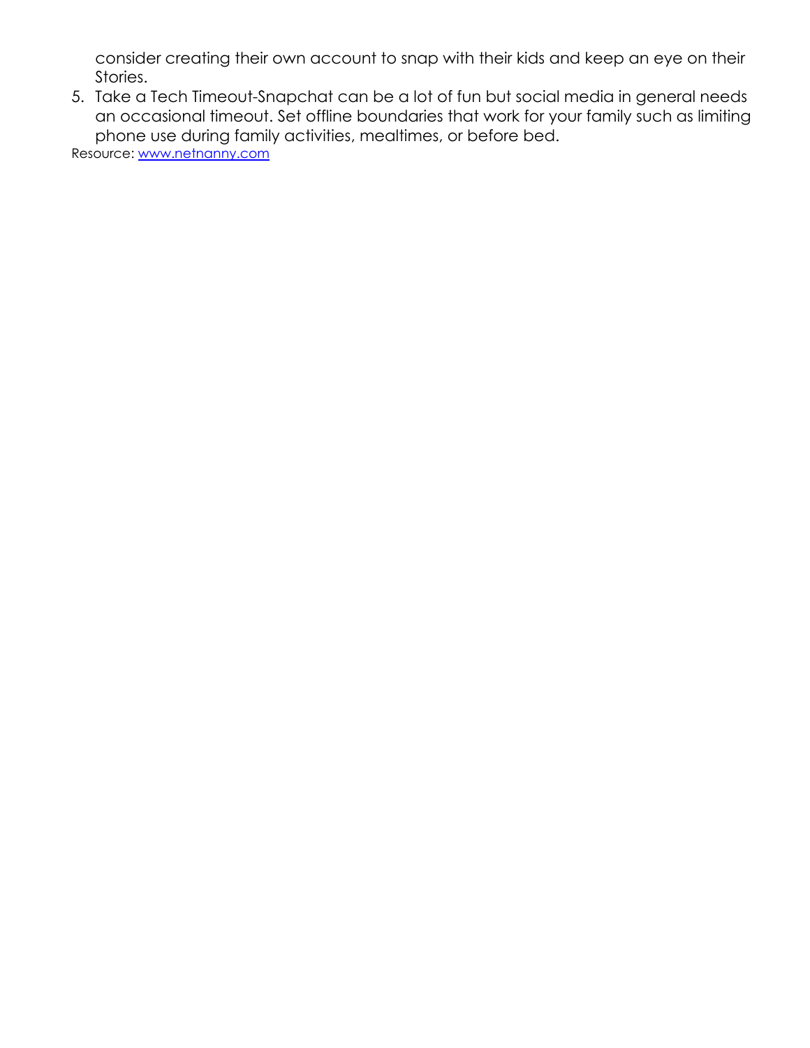consider creating their own account to snap with their kids and keep an eye on their Stories.

5. Take a Tech Timeout-Snapchat can be a lot of fun but social media in general needs an occasional timeout. Set offline boundaries that work for your family such as limiting phone use during family activities, mealtimes, or before bed.

Resource: [www.netnanny.com](http://www.netnanny.com)